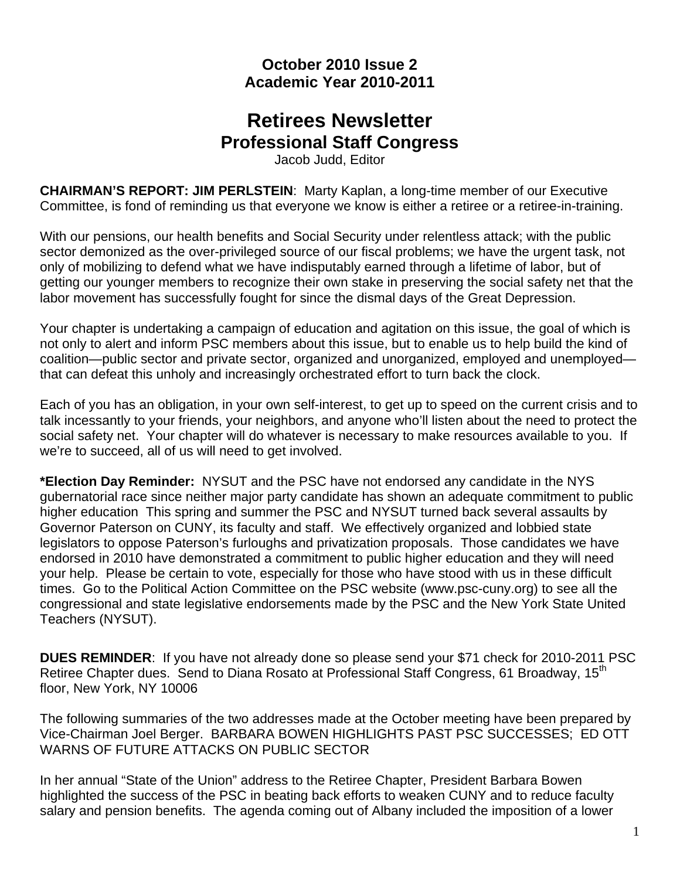**October 2010 Issue 2**
**Academic Year 2010-2011**

# Retirees Newsletter

## Professional Staff Congress

Jacob Judd, Editor

**CHAIRMAN'S REPORT: JIM PERLSTEIN**: Marty Kaplan, a long-time member of our Executive Committee, is fond of reminding us that everyone we know is either a retiree or a retiree-in-training.

With our pensions, our health benefits and Social Security under relentless attack; with the public sector demonized as the over-privileged source of our fiscal problems; we have the urgent task, not only of mobilizing to defend what we have indisputably earned through a lifetime of labor, but of getting our younger members to recognize their own stake in preserving the social safety net that the labor movement has successfully fought for since the dismal days of the Great Depression.

Your chapter is undertaking a campaign of education and agitation on this issue, the goal of which is not only to alert and inform PSC members about this issue, but to enable us to help build the kind of coalition—public sector and private sector, organized and unorganized, employed and unemployed—that can defeat this unholy and increasingly orchestrated effort to turn back the clock.

Each of you has an obligation, in your own self-interest, to get up to speed on the current crisis and to talk incessantly to your friends, your neighbors, and anyone who'll listen about the need to protect the social safety net. Your chapter will do whatever is necessary to make resources available to you. If we're to succeed, all of us will need to get involved.

**\*Election Day Reminder:** NYSUT and the PSC have not endorsed any candidate in the NYS gubernatorial race since neither major party candidate has shown an adequate commitment to public higher education This spring and summer the PSC and NYSUT turned back several assaults by Governor Paterson on CUNY, its faculty and staff. We effectively organized and lobbied state legislators to oppose Paterson's furloughs and privatization proposals. Those candidates we have endorsed in 2010 have demonstrated a commitment to public higher education and they will need your help. Please be certain to vote, especially for those who have stood with us in these difficult times. Go to the Political Action Committee on the PSC website (www.psc-cuny.org) to see all the congressional and state legislative endorsements made by the PSC and the New York State United Teachers (NYSUT).

**DUES REMINDER**: If you have not already done so please send your $71 check for 2010-2011 PSC Retiree Chapter dues. Send to Diana Rosato at Professional Staff Congress, 61 Broadway, 15th floor, New York, NY 10006

The following summaries of the two addresses made at the October meeting have been prepared by Vice-Chairman Joel Berger. BARBARA BOWEN HIGHLIGHTS PAST PSC SUCCESSES; ED OTT WARNS OF FUTURE ATTACKS ON PUBLIC SECTOR

In her annual "State of the Union" address to the Retiree Chapter, President Barbara Bowen highlighted the success of the PSC in beating back efforts to weaken CUNY and to reduce faculty salary and pension benefits. The agenda coming out of Albany included the imposition of a lower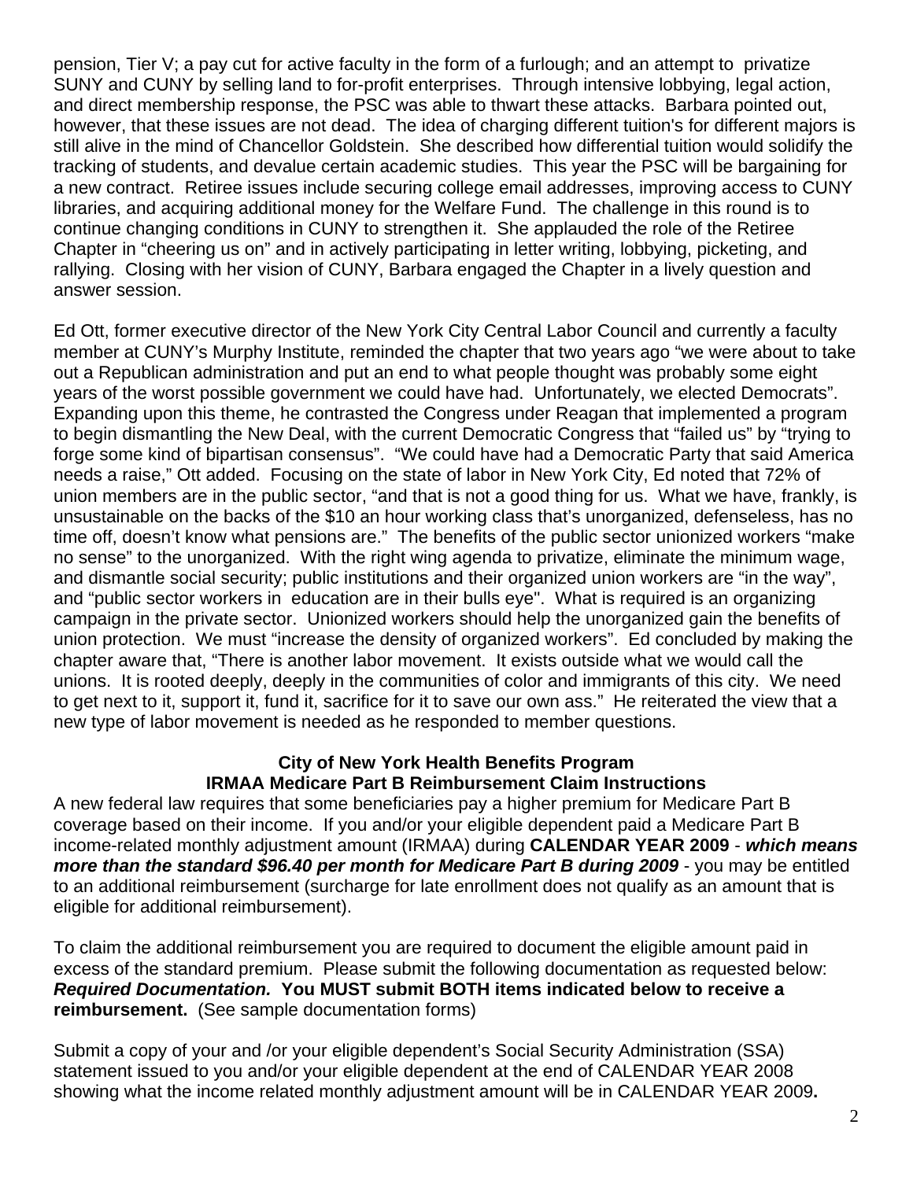pension, Tier V; a pay cut for active faculty in the form of a furlough; and an attempt to privatize SUNY and CUNY by selling land to for-profit enterprises. Through intensive lobbying, legal action, and direct membership response, the PSC was able to thwart these attacks. Barbara pointed out, however, that these issues are not dead. The idea of charging different tuition's for different majors is still alive in the mind of Chancellor Goldstein. She described how differential tuition would solidify the tracking of students, and devalue certain academic studies. This year the PSC will be bargaining for a new contract. Retiree issues include securing college email addresses, improving access to CUNY libraries, and acquiring additional money for the Welfare Fund. The challenge in this round is to continue changing conditions in CUNY to strengthen it. She applauded the role of the Retiree Chapter in "cheering us on" and in actively participating in letter writing, lobbying, picketing, and rallying. Closing with her vision of CUNY, Barbara engaged the Chapter in a lively question and answer session.

Ed Ott, former executive director of the New York City Central Labor Council and currently a faculty member at CUNY's Murphy Institute, reminded the chapter that two years ago "we were about to take out a Republican administration and put an end to what people thought was probably some eight years of the worst possible government we could have had. Unfortunately, we elected Democrats". Expanding upon this theme, he contrasted the Congress under Reagan that implemented a program to begin dismantling the New Deal, with the current Democratic Congress that "failed us" by "trying to forge some kind of bipartisan consensus". "We could have had a Democratic Party that said America needs a raise," Ott added. Focusing on the state of labor in New York City, Ed noted that 72% of union members are in the public sector, "and that is not a good thing for us. What we have, frankly, is unsustainable on the backs of the $10 an hour working class that's unorganized, defenseless, has no time off, doesn't know what pensions are." The benefits of the public sector unionized workers "make no sense" to the unorganized. With the right wing agenda to privatize, eliminate the minimum wage, and dismantle social security; public institutions and their organized union workers are "in the way", and "public sector workers in education are in their bulls eye". What is required is an organizing campaign in the private sector. Unionized workers should help the unorganized gain the benefits of union protection. We must "increase the density of organized workers". Ed concluded by making the chapter aware that, "There is another labor movement. It exists outside what we would call the unions. It is rooted deeply, deeply in the communities of color and immigrants of this city. We need to get next to it, support it, fund it, sacrifice for it to save our own ass." He reiterated the view that a new type of labor movement is needed as he responded to member questions.

## City of New York Health Benefits Program
## IRMAA Medicare Part B Reimbursement Claim Instructions

A new federal law requires that some beneficiaries pay a higher premium for Medicare Part B coverage based on their income. If you and/or your eligible dependent paid a Medicare Part B income-related monthly adjustment amount (IRMAA) during **CALENDAR YEAR 2009** - ***which means more than the standard $96.40 per month for Medicare Part B during 2009*** - you may be entitled to an additional reimbursement (surcharge for late enrollment does not qualify as an amount that is eligible for additional reimbursement).

To claim the additional reimbursement you are required to document the eligible amount paid in excess of the standard premium. Please submit the following documentation as requested below:
***Required Documentation.*** **You MUST submit BOTH items indicated below to receive a reimbursement.** (See sample documentation forms)

Submit a copy of your and /or your eligible dependent's Social Security Administration (SSA) statement issued to you and/or your eligible dependent at the end of CALENDAR YEAR 2008 showing what the income related monthly adjustment amount will be in CALENDAR YEAR 2009**.**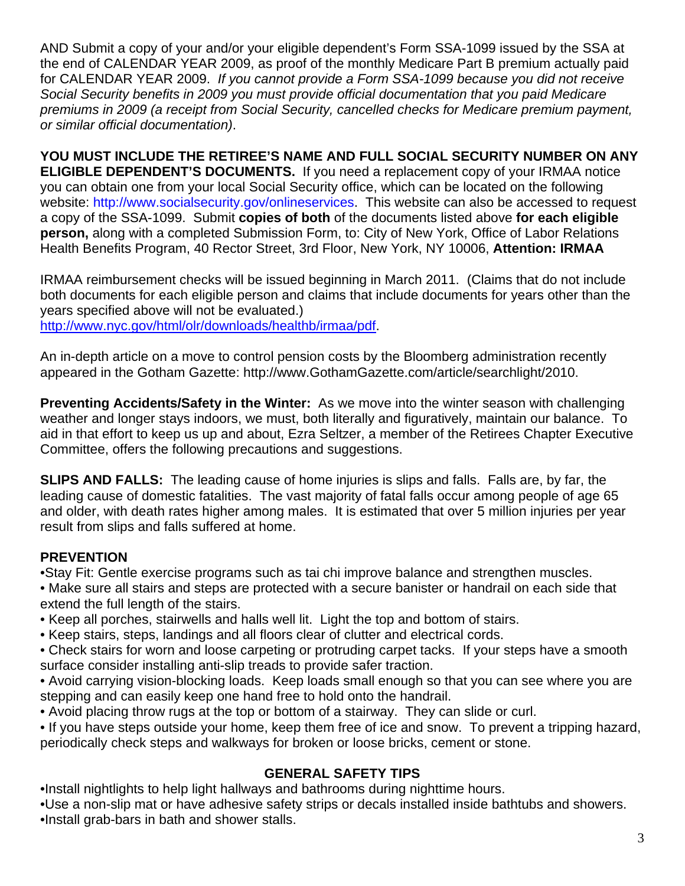AND Submit a copy of your and/or your eligible dependent's Form SSA-1099 issued by the SSA at the end of CALENDAR YEAR 2009, as proof of the monthly Medicare Part B premium actually paid for CALENDAR YEAR 2009. *If you cannot provide a Form SSA-1099 because you did not receive Social Security benefits in 2009 you must provide official documentation that you paid Medicare premiums in 2009 (a receipt from Social Security, cancelled checks for Medicare premium payment, or similar official documentation)*.

**YOU MUST INCLUDE THE RETIREE'S NAME AND FULL SOCIAL SECURITY NUMBER ON ANY ELIGIBLE DEPENDENT'S DOCUMENTS.** If you need a replacement copy of your IRMAA notice you can obtain one from your local Social Security office, which can be located on the following website: http://www.socialsecurity.gov/onlineservices. This website can also be accessed to request a copy of the SSA-1099. Submit **copies of both** of the documents listed above **for each eligible person,** along with a completed Submission Form, to: City of New York, Office of Labor Relations Health Benefits Program, 40 Rector Street, 3rd Floor, New York, NY 10006, **Attention: IRMAA**

IRMAA reimbursement checks will be issued beginning in March 2011. (Claims that do not include both documents for each eligible person and claims that include documents for years other than the years specified above will not be evaluated.)
http://www.nyc.gov/html/olr/downloads/healthb/irmaa/pdf.

An in-depth article on a move to control pension costs by the Bloomberg administration recently appeared in the Gotham Gazette: http://www.GothamGazette.com/article/searchlight/2010.

**Preventing Accidents/Safety in the Winter:** As we move into the winter season with challenging weather and longer stays indoors, we must, both literally and figuratively, maintain our balance. To aid in that effort to keep us up and about, Ezra Seltzer, a member of the Retirees Chapter Executive Committee, offers the following precautions and suggestions.

**SLIPS AND FALLS:** The leading cause of home injuries is slips and falls. Falls are, by far, the leading cause of domestic fatalities. The vast majority of fatal falls occur among people of age 65 and older, with death rates higher among males. It is estimated that over 5 million injuries per year result from slips and falls suffered at home.

**PREVENTION**

- Stay Fit: Gentle exercise programs such as tai chi improve balance and strengthen muscles.
- Make sure all stairs and steps are protected with a secure banister or handrail on each side that extend the full length of the stairs.
- Keep all porches, stairwells and halls well lit. Light the top and bottom of stairs.
- Keep stairs, steps, landings and all floors clear of clutter and electrical cords.
- Check stairs for worn and loose carpeting or protruding carpet tacks. If your steps have a smooth surface consider installing anti-slip treads to provide safer traction.
- Avoid carrying vision-blocking loads. Keep loads small enough so that you can see where you are stepping and can easily keep one hand free to hold onto the handrail.
- Avoid placing throw rugs at the top or bottom of a stairway. They can slide or curl.
- If you have steps outside your home, keep them free of ice and snow. To prevent a tripping hazard, periodically check steps and walkways for broken or loose bricks, cement or stone.

**GENERAL SAFETY TIPS**

- Install nightlights to help light hallways and bathrooms during nighttime hours.
- Use a non-slip mat or have adhesive safety strips or decals installed inside bathtubs and showers.
- Install grab-bars in bath and shower stalls.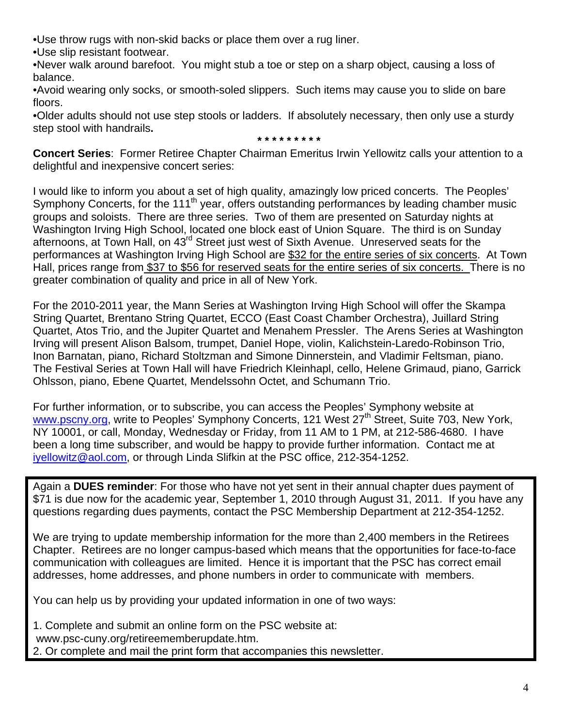- Use throw rugs with non-skid backs or place them over a rug liner.
- Use slip resistant footwear.
- Never walk around barefoot. You might stub a toe or step on a sharp object, causing a loss of balance.
- Avoid wearing only socks, or smooth-soled slippers. Such items may cause you to slide on bare floors.
- Older adults should not use step stools or ladders. If absolutely necessary, then only use a sturdy step stool with handrails**.**

\* \* \* \* \* \* \* \* \*

**Concert Series**: Former Retiree Chapter Chairman Emeritus Irwin Yellowitz calls your attention to a delightful and inexpensive concert series:

I would like to inform you about a set of high quality, amazingly low priced concerts. The Peoples' Symphony Concerts, for the 111th year, offers outstanding performances by leading chamber music groups and soloists. There are three series. Two of them are presented on Saturday nights at Washington Irving High School, located one block east of Union Square. The third is on Sunday afternoons, at Town Hall, on 43rd Street just west of Sixth Avenue. Unreserved seats for the performances at Washington Irving High School are $32 for the entire series of six concerts. At Town Hall, prices range from $37 to $56 for reserved seats for the entire series of six concerts. There is no greater combination of quality and price in all of New York.

For the 2010-2011 year, the Mann Series at Washington Irving High School will offer the Skampa String Quartet, Brentano String Quartet, ECCO (East Coast Chamber Orchestra), Juillard String Quartet, Atos Trio, and the Jupiter Quartet and Menahem Pressler. The Arens Series at Washington Irving will present Alison Balsom, trumpet, Daniel Hope, violin, Kalichstein-Laredo-Robinson Trio, Inon Barnatan, piano, Richard Stoltzman and Simone Dinnerstein, and Vladimir Feltsman, piano. The Festival Series at Town Hall will have Friedrich Kleinhapl, cello, Helene Grimaud, piano, Garrick Ohlsson, piano, Ebene Quartet, Mendelssohn Octet, and Schumann Trio.

For further information, or to subscribe, you can access the Peoples' Symphony website at www.pscny.org, write to Peoples' Symphony Concerts, 121 West 27th Street, Suite 703, New York, NY 10001, or call, Monday, Wednesday or Friday, from 11 AM to 1 PM, at 212-586-4680. I have been a long time subscriber, and would be happy to provide further information. Contact me at iyellowitz@aol.com, or through Linda Slifkin at the PSC office, 212-354-1252.

Again a **DUES reminder**: For those who have not yet sent in their annual chapter dues payment of $71 is due now for the academic year, September 1, 2010 through August 31, 2011. If you have any questions regarding dues payments, contact the PSC Membership Department at 212-354-1252.

We are trying to update membership information for the more than 2,400 members in the Retirees Chapter. Retirees are no longer campus-based which means that the opportunities for face-to-face communication with colleagues are limited. Hence it is important that the PSC has correct email addresses, home addresses, and phone numbers in order to communicate with members.

You can help us by providing your updated information in one of two ways:

1. Complete and submit an online form on the PSC website at: www.psc-cuny.org/retireememberupdate.htm.
2. Or complete and mail the print form that accompanies this newsletter.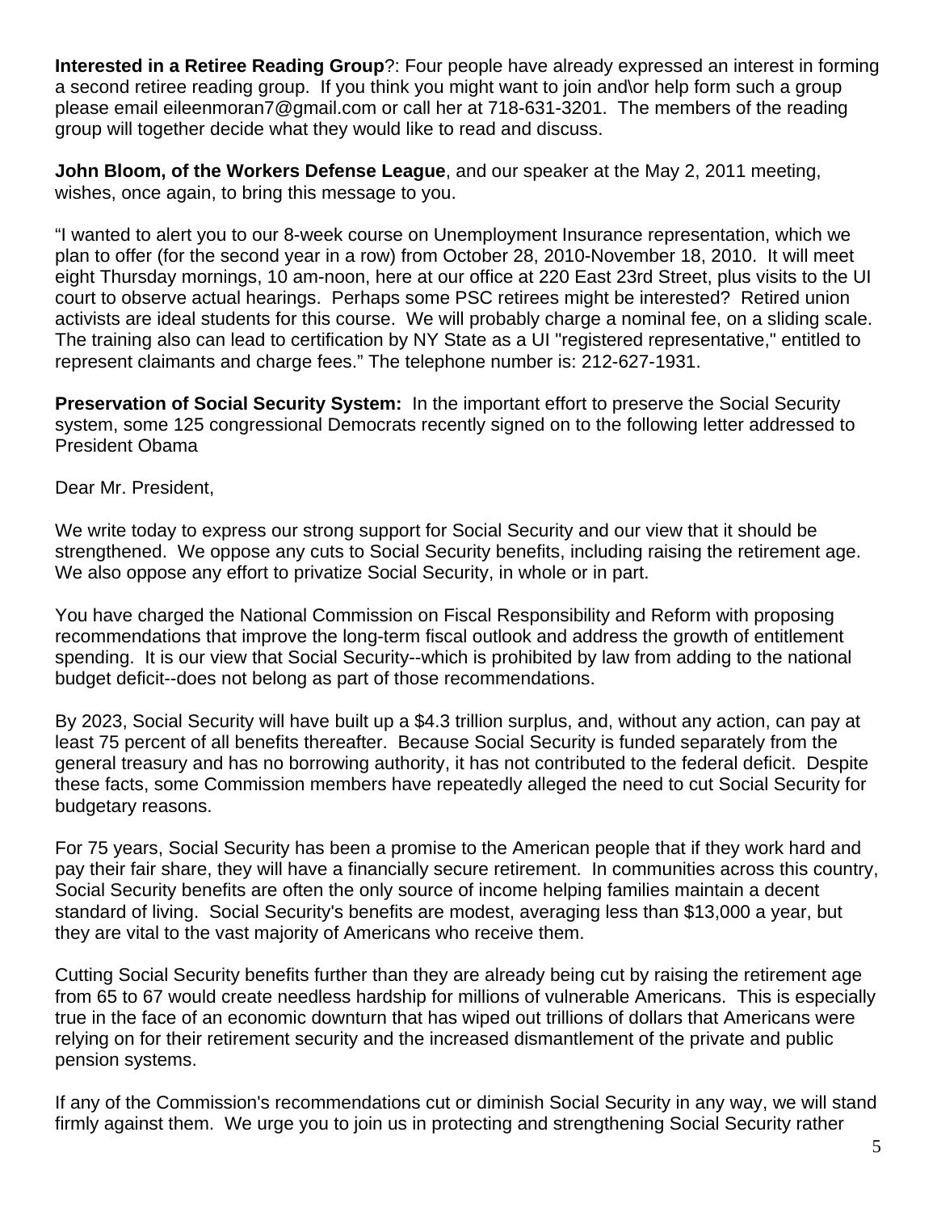**Interested in a Retiree Reading Group**?: Four people have already expressed an interest in forming a second retiree reading group. If you think you might want to join and\or help form such a group please email eileenmoran7@gmail.com or call her at 718-631-3201. The members of the reading group will together decide what they would like to read and discuss.

**John Bloom, of the Workers Defense League**, and our speaker at the May 2, 2011 meeting, wishes, once again, to bring this message to you.

"I wanted to alert you to our 8-week course on Unemployment Insurance representation, which we plan to offer (for the second year in a row) from October 28, 2010-November 18, 2010. It will meet eight Thursday mornings, 10 am-noon, here at our office at 220 East 23rd Street, plus visits to the UI court to observe actual hearings. Perhaps some PSC retirees might be interested? Retired union activists are ideal students for this course. We will probably charge a nominal fee, on a sliding scale. The training also can lead to certification by NY State as a UI "registered representative," entitled to represent claimants and charge fees." The telephone number is: 212-627-1931.

**Preservation of Social Security System:** In the important effort to preserve the Social Security system, some 125 congressional Democrats recently signed on to the following letter addressed to President Obama

Dear Mr. President,

We write today to express our strong support for Social Security and our view that it should be strengthened. We oppose any cuts to Social Security benefits, including raising the retirement age. We also oppose any effort to privatize Social Security, in whole or in part.

You have charged the National Commission on Fiscal Responsibility and Reform with proposing recommendations that improve the long-term fiscal outlook and address the growth of entitlement spending. It is our view that Social Security--which is prohibited by law from adding to the national budget deficit--does not belong as part of those recommendations.

By 2023, Social Security will have built up a $4.3 trillion surplus, and, without any action, can pay at least 75 percent of all benefits thereafter. Because Social Security is funded separately from the general treasury and has no borrowing authority, it has not contributed to the federal deficit. Despite these facts, some Commission members have repeatedly alleged the need to cut Social Security for budgetary reasons.

For 75 years, Social Security has been a promise to the American people that if they work hard and pay their fair share, they will have a financially secure retirement. In communities across this country, Social Security benefits are often the only source of income helping families maintain a decent standard of living. Social Security's benefits are modest, averaging less than $13,000 a year, but they are vital to the vast majority of Americans who receive them.

Cutting Social Security benefits further than they are already being cut by raising the retirement age from 65 to 67 would create needless hardship for millions of vulnerable Americans. This is especially true in the face of an economic downturn that has wiped out trillions of dollars that Americans were relying on for their retirement security and the increased dismantlement of the private and public pension systems.

If any of the Commission's recommendations cut or diminish Social Security in any way, we will stand firmly against them. We urge you to join us in protecting and strengthening Social Security rather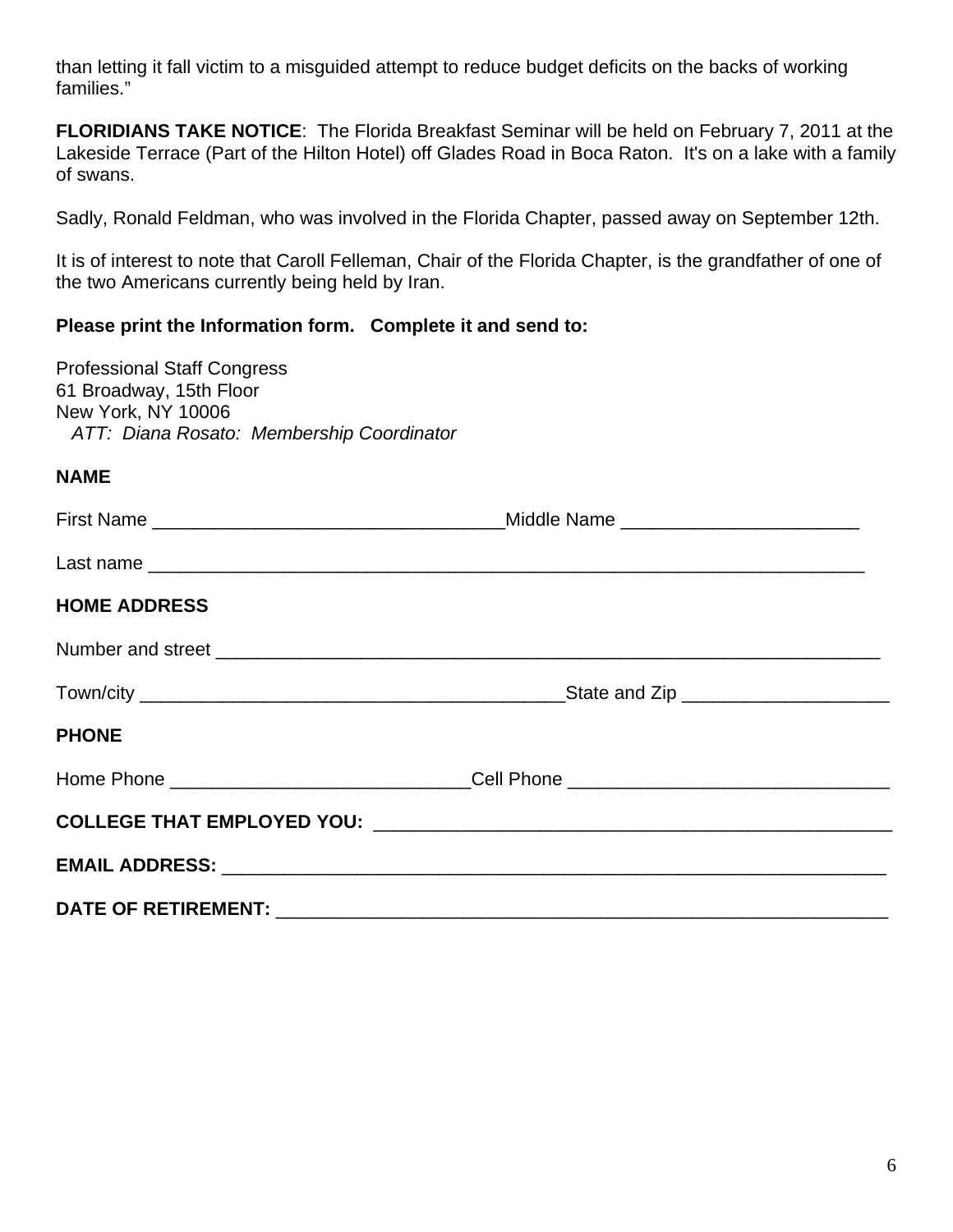than letting it fall victim to a misguided attempt to reduce budget deficits on the backs of working families."

**FLORIDIANS TAKE NOTICE**: The Florida Breakfast Seminar will be held on February 7, 2011 at the Lakeside Terrace (Part of the Hilton Hotel) off Glades Road in Boca Raton. It's on a lake with a family of swans.

Sadly, Ronald Feldman, who was involved in the Florida Chapter, passed away on September 12th.

It is of interest to note that Caroll Felleman, Chair of the Florida Chapter, is the grandfather of one of the two Americans currently being held by Iran.

**Please print the Information form. Complete it and send to:**

Professional Staff Congress
61 Broadway, 15th Floor
New York, NY 10006
*ATT: Diana Rosato: Membership Coordinator*

**NAME**

First Name __________________________________Middle Name _______________________

Last name ______________________________________________________________________

**HOME ADDRESS**

Number and street _________________________________________________________________

Town/city _________________________________________State and Zip ____________________

**PHONE**

Home Phone _____________________________Cell Phone _______________________________

**COLLEGE THAT EMPLOYED YOU:** ___________________________________________________

**EMAIL ADDRESS:** ________________________________________________________________

**DATE OF RETIREMENT:** ___________________________________________________________